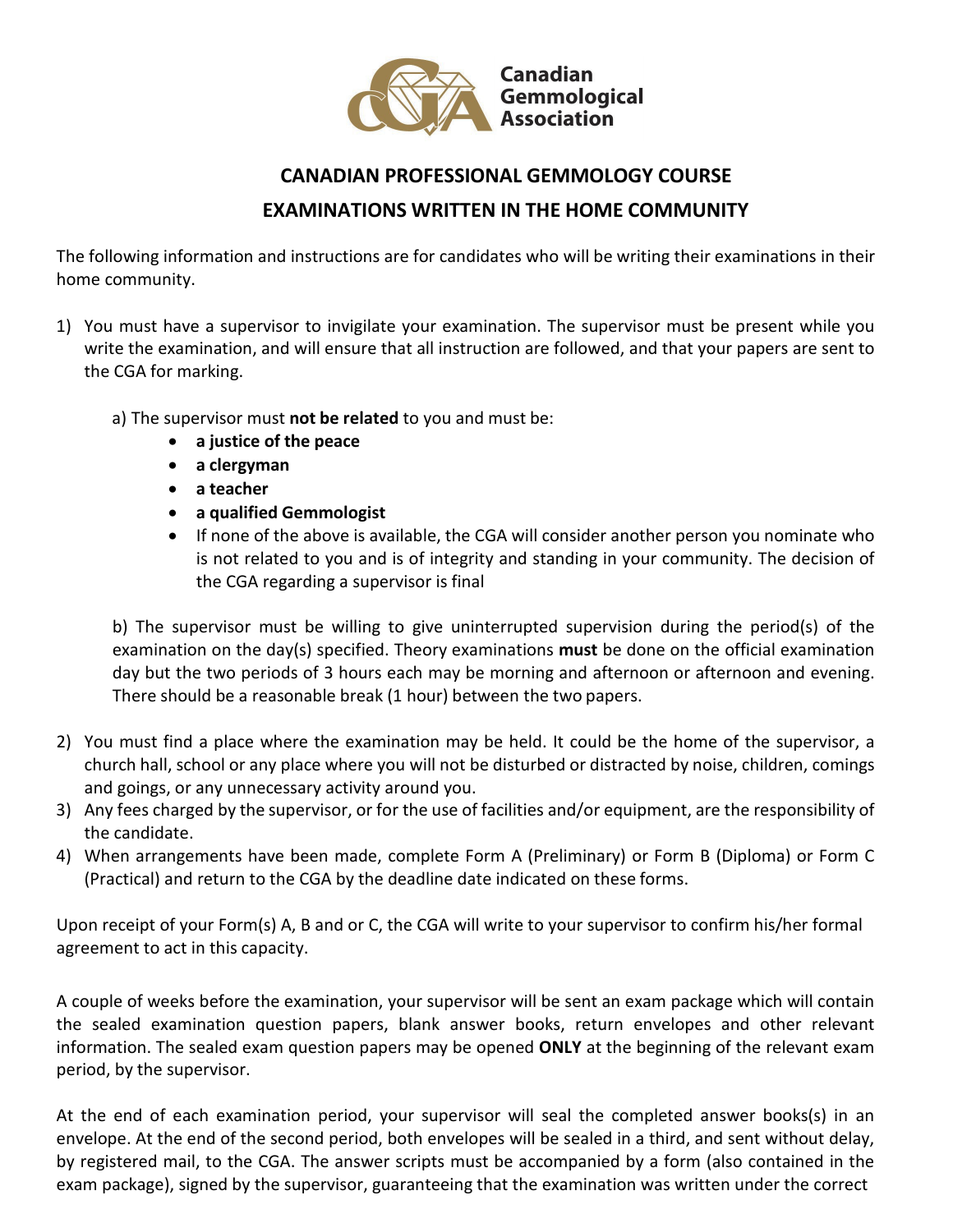Canadian Gemmological Association

## CANADIAN PROFESSIONAL GEMMOLOGY COURSE

## EXAMINATIONS WRITTEN IN THE HOME COMMUNITY

The following information and instructions are for candidates who will be writing their examinations in their home community.

1) You must have a supervisor to invigilate your examination. The supervisor must be present while you write the examination, and will ensure that all instruction are followed, and that your papers are sent to the CGA for marking.

   a) The supervisor must **not be related** to you and must be:
   - **a justice of the peace**
   - **a clergyman**
   - **a teacher**
   - **a qualified Gemmologist**
   - If none of the above is available, the CGA will consider another person you nominate who is not related to you and is of integrity and standing in your community. The decision of the CGA regarding a supervisor is final

   b) The supervisor must be willing to give uninterrupted supervision during the period(s) of the examination on the day(s) specified. Theory examinations **must** be done on the official examination day but the two periods of 3 hours each may be morning and afternoon or afternoon and evening. There should be a reasonable break (1 hour) between the two papers.

2) You must find a place where the examination may be held. It could be the home of the supervisor, a church hall, school or any place where you will not be disturbed or distracted by noise, children, comings and goings, or any unnecessary activity around you.
3) Any fees charged by the supervisor, or for the use of facilities and/or equipment, are the responsibility of the candidate.
4) When arrangements have been made, complete Form A (Preliminary) or Form B (Diploma) or Form C (Practical) and return to the CGA by the deadline date indicated on these forms.

Upon receipt of your Form(s) A, B and or C, the CGA will write to your supervisor to confirm his/her formal agreement to act in this capacity.

A couple of weeks before the examination, your supervisor will be sent an exam package which will contain the sealed examination question papers, blank answer books, return envelopes and other relevant information. The sealed exam question papers may be opened **ONLY** at the beginning of the relevant exam period, by the supervisor.

At the end of each examination period, your supervisor will seal the completed answer books(s) in an envelope. At the end of the second period, both envelopes will be sealed in a third, and sent without delay, by registered mail, to the CGA. The answer scripts must be accompanied by a form (also contained in the exam package), signed by the supervisor, guaranteeing that the examination was written under the correct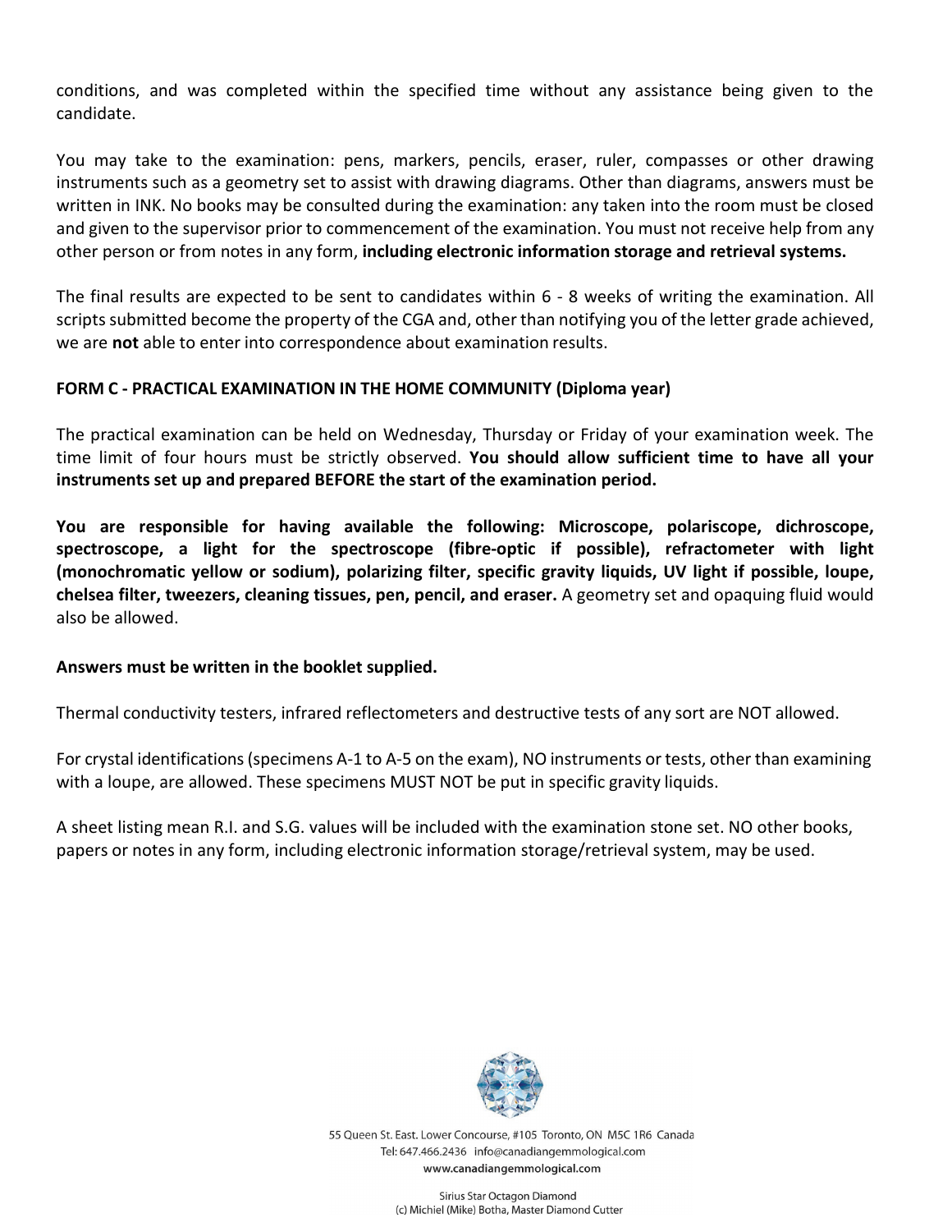conditions, and was completed within the specified time without any assistance being given to the candidate.

You may take to the examination: pens, markers, pencils, eraser, ruler, compasses or other drawing instruments such as a geometry set to assist with drawing diagrams. Other than diagrams, answers must be written in INK. No books may be consulted during the examination: any taken into the room must be closed and given to the supervisor prior to commencement of the examination. You must not receive help from any other person or from notes in any form, **including electronic information storage and retrieval systems.**

The final results are expected to be sent to candidates within 6 - 8 weeks of writing the examination. All scripts submitted become the property of the CGA and, other than notifying you of the letter grade achieved, we are **not** able to enter into correspondence about examination results.

**FORM C - PRACTICAL EXAMINATION IN THE HOME COMMUNITY (Diploma year)**

The practical examination can be held on Wednesday, Thursday or Friday of your examination week. The time limit of four hours must be strictly observed. **You should allow sufficient time to have all your instruments set up and prepared BEFORE the start of the examination period.**

**You are responsible for having available the following: Microscope, polariscope, dichroscope, spectroscope, a light for the spectroscope (fibre-optic if possible), refractometer with light (monochromatic yellow or sodium), polarizing filter, specific gravity liquids, UV light if possible, loupe, chelsea filter, tweezers, cleaning tissues, pen, pencil, and eraser.** A geometry set and opaquing fluid would also be allowed.

**Answers must be written in the booklet supplied.**

Thermal conductivity testers, infrared reflectometers and destructive tests of any sort are NOT allowed.

For crystal identifications (specimens A-1 to A-5 on the exam), NO instruments or tests, other than examining with a loupe, are allowed. These specimens MUST NOT be put in specific gravity liquids.

A sheet listing mean R.I. and S.G. values will be included with the examination stone set. NO other books, papers or notes in any form, including electronic information storage/retrieval system, may be used.

55 Queen St. East. Lower Concourse, #105 Toronto, ON M5C 1R6 Canada
Tel: 647.466.2436 info@canadiangemmological.com
www.canadiangemmological.com

Sirius Star Octagon Diamond
(c) Michiel (Mike) Botha, Master Diamond Cutter